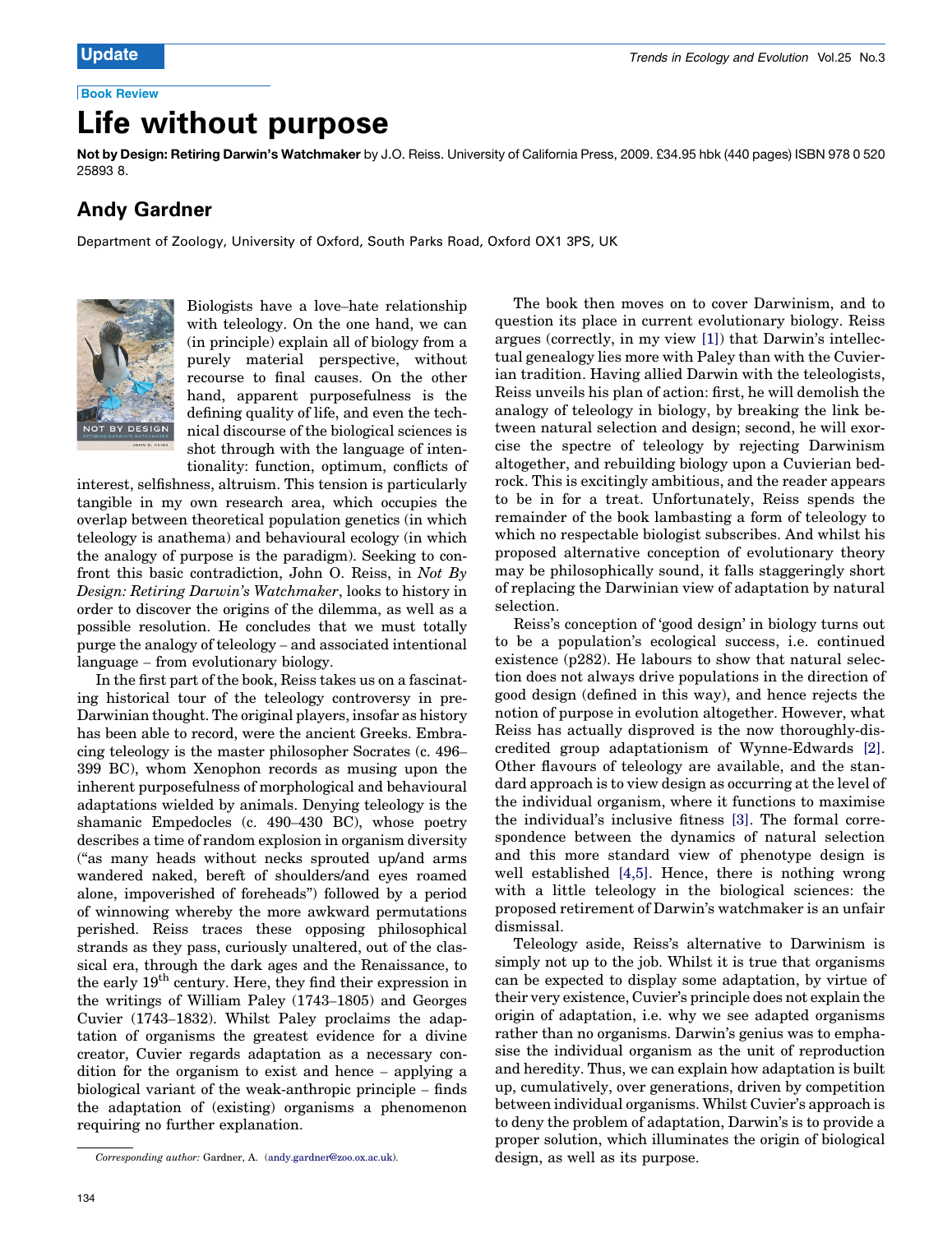Book Review

# Life without purpose

**Not by Design: Retiring Darwin's Watchmaker** by J.O. Reiss. University of California Press, 2009. £34.95 hbk (440 pages) ISBN 978 0 520 25893 8.

## Andy Gardner

Department of Zoology, University of Oxford, South Parks Road, Oxford OX1 3PS, UK

Biologists have a love–hate relationship with teleology. On the one hand, we can (in principle) explain all of biology from a purely material perspective, without recourse to final causes. On the other hand, apparent purposefulness is the defining quality of life, and even the technical discourse of the biological sciences is shot through with the language of intentionality: function, optimum, conflicts of interest, selfishness, altruism. This tension is particularly tangible in my own research area, which occupies the overlap between theoretical population genetics (in which teleology is anathema) and behavioural ecology (in which the analogy of purpose is the paradigm). Seeking to confront this basic contradiction, John O. Reiss, in *Not By Design: Retiring Darwin's Watchmaker*, looks to history in order to discover the origins of the dilemma, as well as a possible resolution. He concludes that we must totally purge the analogy of teleology – and associated intentional language – from evolutionary biology.

In the first part of the book, Reiss takes us on a fascinating historical tour of the teleology controversy in pre-Darwinian thought. The original players, insofar as history has been able to record, were the ancient Greeks. Embracing teleology is the master philosopher Socrates (c. 496–399 BC), whom Xenophon records as musing upon the inherent purposefulness of morphological and behavioural adaptations wielded by animals. Denying teleology is the shamanic Empedocles (c. 490–430 BC), whose poetry describes a time of random explosion in organism diversity ("as many heads without necks sprouted up/and arms wandered naked, bereft of shoulders/and eyes roamed alone, impoverished of foreheads") followed by a period of winnowing whereby the more awkward permutations perished. Reiss traces these opposing philosophical strands as they pass, curiously unaltered, out of the classical era, through the dark ages and the Renaissance, to the early 19th century. Here, they find their expression in the writings of William Paley (1743–1805) and Georges Cuvier (1743–1832). Whilst Paley proclaims the adaptation of organisms the greatest evidence for a divine creator, Cuvier regards adaptation as a necessary condition for the organism to exist and hence – applying a biological variant of the weak-anthropic principle – finds the adaptation of (existing) organisms a phenomenon requiring no further explanation.

The book then moves on to cover Darwinism, and to question its place in current evolutionary biology. Reiss argues (correctly, in my view [1]) that Darwin's intellectual genealogy lies more with Paley than with the Cuvierian tradition. Having allied Darwin with the teleologists, Reiss unveils his plan of action: first, he will demolish the analogy of teleology in biology, by breaking the link between natural selection and design; second, he will exorcise the spectre of teleology by rejecting Darwinism altogether, and rebuilding biology upon a Cuvierian bedrock. This is excitingly ambitious, and the reader appears to be in for a treat. Unfortunately, Reiss spends the remainder of the book lambasting a form of teleology to which no respectable biologist subscribes. And whilst his proposed alternative conception of evolutionary theory may be philosophically sound, it falls staggeringly short of replacing the Darwinian view of adaptation by natural selection.

Reiss's conception of 'good design' in biology turns out to be a population's ecological success, i.e. continued existence (p282). He labours to show that natural selection does not always drive populations in the direction of good design (defined in this way), and hence rejects the notion of purpose in evolution altogether. However, what Reiss has actually disproved is the now thoroughly-discredited group adaptationism of Wynne-Edwards [2]. Other flavours of teleology are available, and the standard approach is to view design as occurring at the level of the individual organism, where it functions to maximise the individual's inclusive fitness [3]. The formal correspondence between the dynamics of natural selection and this more standard view of phenotype design is well established [4,5]. Hence, there is nothing wrong with a little teleology in the biological sciences: the proposed retirement of Darwin's watchmaker is an unfair dismissal.

Teleology aside, Reiss's alternative to Darwinism is simply not up to the job. Whilst it is true that organisms can be expected to display some adaptation, by virtue of their very existence, Cuvier's principle does not explain the origin of adaptation, i.e. why we see adapted organisms rather than no organisms. Darwin's genius was to emphasise the individual organism as the unit of reproduction and heredity. Thus, we can explain how adaptation is built up, cumulatively, over generations, driven by competition between individual organisms. Whilst Cuvier's approach is to deny the problem of adaptation, Darwin's is to provide a proper solution, which illuminates the origin of biological design, as well as its purpose.

*Corresponding author:* Gardner, A. (andy.gardner@zoo.ox.ac.uk).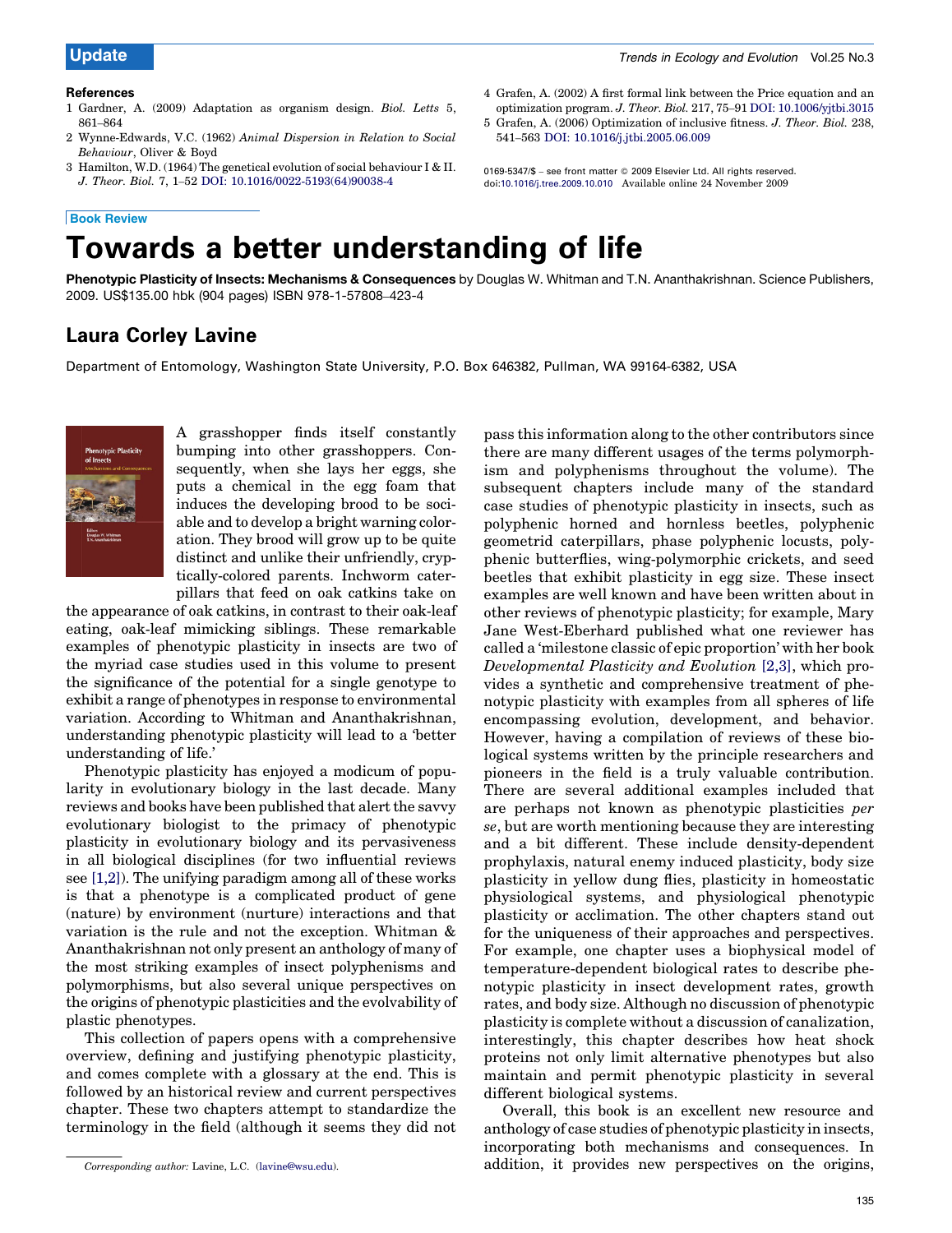**References**

1 Gardner, A. (2009) Adaptation as organism design. *Biol. Letts* 5, 861–864

2 Wynne-Edwards, V.C. (1962) *Animal Dispersion in Relation to Social Behaviour*, Oliver & Boyd

3 Hamilton, W.D. (1964) The genetical evolution of social behaviour I & II. *J. Theor. Biol.* 7, 1–52 DOI: 10.1016/0022-5193(64)90038-4

4 Grafen, A. (2002) A first formal link between the Price equation and an optimization program. *J. Theor. Biol.* 217, 75–91 DOI: 10.1006/yjtbi.3015

5 Grafen, A. (2006) Optimization of inclusive fitness. *J. Theor. Biol.* 238, 541–563 DOI: 10.1016/j.jtbi.2005.06.009

0169-5347/$ – see front matter © 2009 Elsevier Ltd. All rights reserved. doi:10.1016/j.tree.2009.10.010 Available online 24 November 2009

Book Review

# Towards a better understanding of life

**Phenotypic Plasticity of Insects: Mechanisms & Consequences** by Douglas W. Whitman and T.N. Ananthakrishnan. Science Publishers, 2009. US$135.00 hbk (904 pages) ISBN 978-1-57808–423-4

## Laura Corley Lavine

Department of Entomology, Washington State University, P.O. Box 646382, Pullman, WA 99164-6382, USA

A grasshopper finds itself constantly bumping into other grasshoppers. Consequently, when she lays her eggs, she puts a chemical in the egg foam that induces the developing brood to be sociable and to develop a bright warning coloration. They brood will grow up to be quite distinct and unlike their unfriendly, cryptically-colored parents. Inchworm caterpillars that feed on oak catkins take on the appearance of oak catkins, in contrast to their oak-leaf eating, oak-leaf mimicking siblings. These remarkable examples of phenotypic plasticity in insects are two of the myriad case studies used in this volume to present the significance of the potential for a single genotype to exhibit a range of phenotypes in response to environmental variation. According to Whitman and Ananthakrishnan, understanding phenotypic plasticity will lead to a 'better understanding of life.'

Phenotypic plasticity has enjoyed a modicum of popularity in evolutionary biology in the last decade. Many reviews and books have been published that alert the savvy evolutionary biologist to the primacy of phenotypic plasticity in evolutionary biology and its pervasiveness in all biological disciplines (for two influential reviews see [1,2]). The unifying paradigm among all of these works is that a phenotype is a complicated product of gene (nature) by environment (nurture) interactions and that variation is the rule and not the exception. Whitman & Ananthakrishnan not only present an anthology of many of the most striking examples of insect polyphenisms and polymorphisms, but also several unique perspectives on the origins of phenotypic plasticities and the evolvability of plastic phenotypes.

This collection of papers opens with a comprehensive overview, defining and justifying phenotypic plasticity, and comes complete with a glossary at the end. This is followed by an historical review and current perspectives chapter. These two chapters attempt to standardize the terminology in the field (although it seems they did not pass this information along to the other contributors since there are many different usages of the terms polymorphism and polyphenisms throughout the volume). The subsequent chapters include many of the standard case studies of phenotypic plasticity in insects, such as polyphenic horned and hornless beetles, polyphenic geometrid caterpillars, phase polyphenic locusts, polyphenic butterflies, wing-polymorphic crickets, and seed beetles that exhibit plasticity in egg size. These insect examples are well known and have been written about in other reviews of phenotypic plasticity; for example, Mary Jane West-Eberhard published what one reviewer has called a 'milestone classic of epic proportion' with her book *Developmental Plasticity and Evolution* [2,3], which provides a synthetic and comprehensive treatment of phenotypic plasticity with examples from all spheres of life encompassing evolution, development, and behavior. However, having a compilation of reviews of these biological systems written by the principle researchers and pioneers in the field is a truly valuable contribution. There are several additional examples included that are perhaps not known as phenotypic plasticities *per se*, but are worth mentioning because they are interesting and a bit different. These include density-dependent prophylaxis, natural enemy induced plasticity, body size plasticity in yellow dung flies, plasticity in homeostatic physiological systems, and physiological phenotypic plasticity or acclimation. The other chapters stand out for the uniqueness of their approaches and perspectives. For example, one chapter uses a biophysical model of temperature-dependent biological rates to describe phenotypic plasticity in insect development rates, growth rates, and body size. Although no discussion of phenotypic plasticity is complete without a discussion of canalization, interestingly, this chapter describes how heat shock proteins not only limit alternative phenotypes but also maintain and permit phenotypic plasticity in several different biological systems.

Overall, this book is an excellent new resource and anthology of case studies of phenotypic plasticity in insects, incorporating both mechanisms and consequences. In addition, it provides new perspectives on the origins,

Corresponding author: Lavine, L.C. (lavine@wsu.edu).